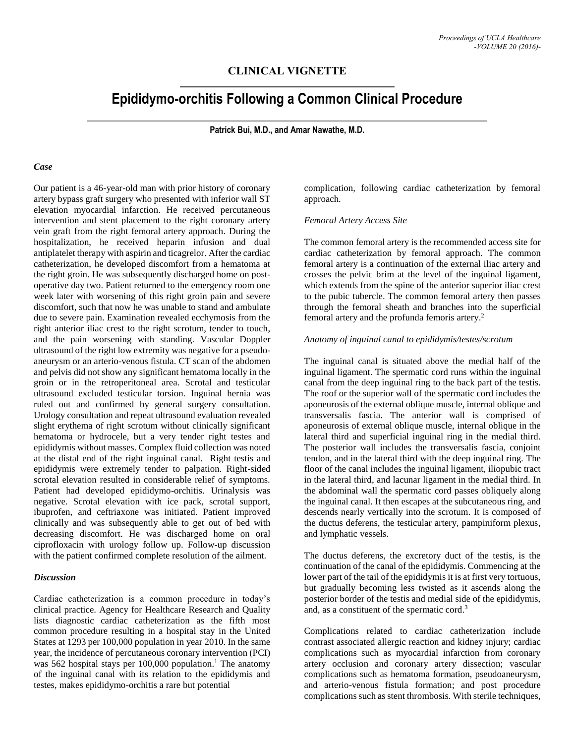**CLINICAL VIGNETTE**

# Epididymo-orchitis Following a Common Clinical Procedure

**Patrick Bui, M.D., and Amar Nawathe, M.D.**

## *Case*

Our patient is a 46-year-old man with prior history of coronary artery bypass graft surgery who presented with inferior wall ST elevation myocardial infarction. He received percutaneous intervention and stent placement to the right coronary artery vein graft from the right femoral artery approach. During the hospitalization, he received heparin infusion and dual antiplatelet therapy with aspirin and ticagrelor. After the cardiac catheterization, he developed discomfort from a hematoma at the right groin. He was subsequently discharged home on post-operative day two. Patient returned to the emergency room one week later with worsening of this right groin pain and severe discomfort, such that now he was unable to stand and ambulate due to severe pain. Examination revealed ecchymosis from the right anterior iliac crest to the right scrotum, tender to touch, and the pain worsening with standing. Vascular Doppler ultrasound of the right low extremity was negative for a pseudo-aneurysm or an arterio-venous fistula. CT scan of the abdomen and pelvis did not show any significant hematoma locally in the groin or in the retroperitoneal area. Scrotal and testicular ultrasound excluded testicular torsion. Inguinal hernia was ruled out and confirmed by general surgery consultation. Urology consultation and repeat ultrasound evaluation revealed slight erythema of right scrotum without clinically significant hematoma or hydrocele, but a very tender right testes and epididymis without masses. Complex fluid collection was noted at the distal end of the right inguinal canal. Right testis and epididymis were extremely tender to palpation. Right-sided scrotal elevation resulted in considerable relief of symptoms. Patient had developed epididymo-orchitis. Urinalysis was negative. Scrotal elevation with ice pack, scrotal support, ibuprofen, and ceftriaxone was initiated. Patient improved clinically and was subsequently able to get out of bed with decreasing discomfort. He was discharged home on oral ciprofloxacin with urology follow up. Follow-up discussion with the patient confirmed complete resolution of the ailment.

## *Discussion*

Cardiac catheterization is a common procedure in today's clinical practice. Agency for Healthcare Research and Quality lists diagnostic cardiac catheterization as the fifth most common procedure resulting in a hospital stay in the United States at 1293 per 100,000 population in year 2010. In the same year, the incidence of percutaneous coronary intervention (PCI) was 562 hospital stays per 100,000 population.[1] The anatomy of the inguinal canal with its relation to the epididymis and testes, makes epididymo-orchitis a rare but potential complication, following cardiac catheterization by femoral approach.

### *Femoral Artery Access Site*

The common femoral artery is the recommended access site for cardiac catheterization by femoral approach. The common femoral artery is a continuation of the external iliac artery and crosses the pelvic brim at the level of the inguinal ligament, which extends from the spine of the anterior superior iliac crest to the pubic tubercle. The common femoral artery then passes through the femoral sheath and branches into the superficial femoral artery and the profunda femoris artery.[2]

### *Anatomy of inguinal canal to epididymis/testes/scrotum*

The inguinal canal is situated above the medial half of the inguinal ligament. The spermatic cord runs within the inguinal canal from the deep inguinal ring to the back part of the testis. The roof or the superior wall of the spermatic cord includes the aponeurosis of the external oblique muscle, internal oblique and transversalis fascia. The anterior wall is comprised of aponeurosis of external oblique muscle, internal oblique in the lateral third and superficial inguinal ring in the medial third. The posterior wall includes the transversalis fascia, conjoint tendon, and in the lateral third with the deep inguinal ring. The floor of the canal includes the inguinal ligament, iliopubic tract in the lateral third, and lacunar ligament in the medial third. In the abdominal wall the spermatic cord passes obliquely along the inguinal canal. It then escapes at the subcutaneous ring, and descends nearly vertically into the scrotum. It is composed of the ductus deferens, the testicular artery, pampiniform plexus, and lymphatic vessels.

The ductus deferens, the excretory duct of the testis, is the continuation of the canal of the epididymis. Commencing at the lower part of the tail of the epididymis it is at first very tortuous, but gradually becoming less twisted as it ascends along the posterior border of the testis and medial side of the epididymis, and, as a constituent of the spermatic cord.[3]

Complications related to cardiac catheterization include contrast associated allergic reaction and kidney injury; cardiac complications such as myocardial infarction from coronary artery occlusion and coronary artery dissection; vascular complications such as hematoma formation, pseudoaneurysm, and arterio-venous fistula formation; and post procedure complications such as stent thrombosis. With sterile techniques,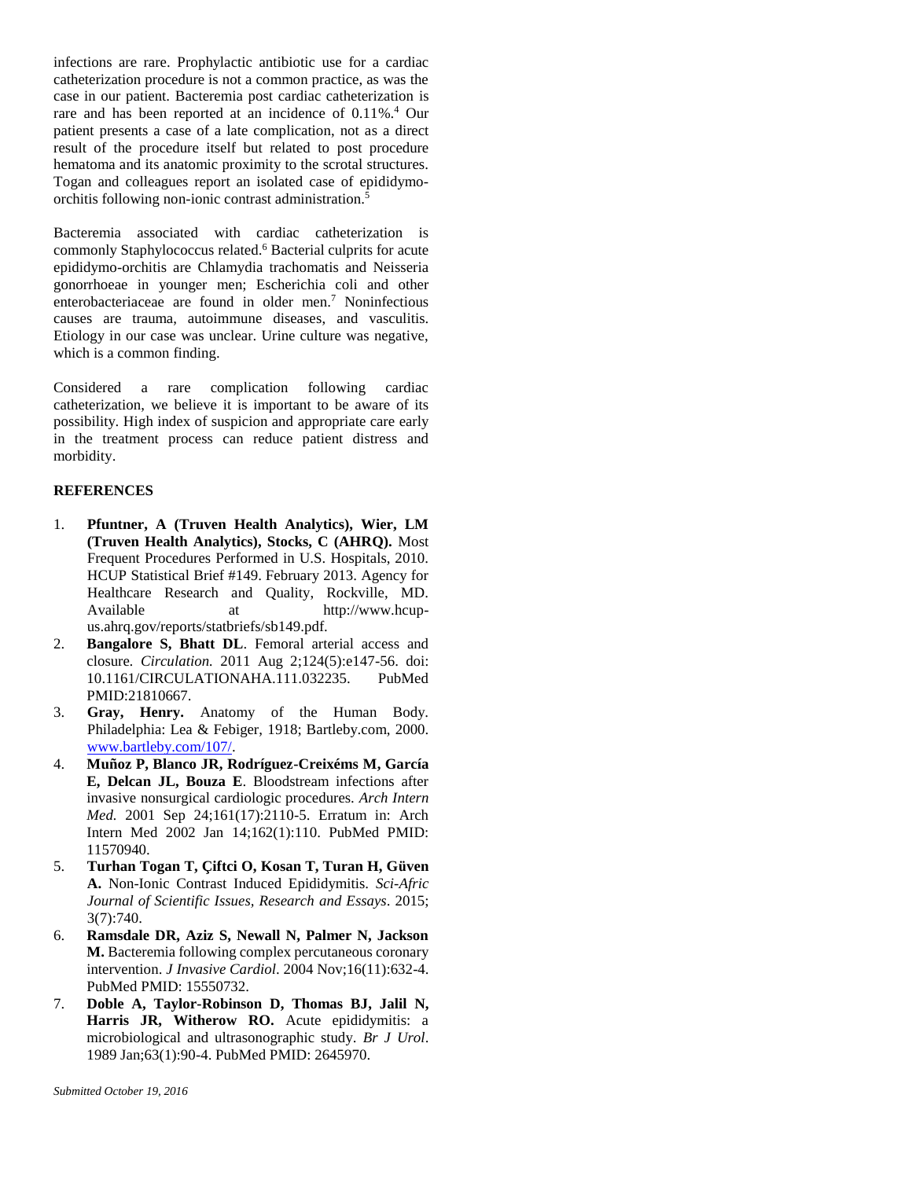infections are rare. Prophylactic antibiotic use for a cardiac catheterization procedure is not a common practice, as was the case in our patient. Bacteremia post cardiac catheterization is rare and has been reported at an incidence of 0.11%.[4] Our patient presents a case of a late complication, not as a direct result of the procedure itself but related to post procedure hematoma and its anatomic proximity to the scrotal structures. Togan and colleagues report an isolated case of epididymo-orchitis following non-ionic contrast administration.[5]

Bacteremia associated with cardiac catheterization is commonly Staphylococcus related.[6] Bacterial culprits for acute epididymo-orchitis are Chlamydia trachomatis and Neisseria gonorrhoeae in younger men; Escherichia coli and other enterobacteriaceae are found in older men.[7] Noninfectious causes are trauma, autoimmune diseases, and vasculitis. Etiology in our case was unclear. Urine culture was negative, which is a common finding.

Considered a rare complication following cardiac catheterization, we believe it is important to be aware of its possibility. High index of suspicion and appropriate care early in the treatment process can reduce patient distress and morbidity.

## REFERENCES

1. **Pfuntner, A (Truven Health Analytics), Wier, LM (Truven Health Analytics), Stocks, C (AHRQ).** Most Frequent Procedures Performed in U.S. Hospitals, 2010. HCUP Statistical Brief #149. February 2013. Agency for Healthcare Research and Quality, Rockville, MD. Available at http://www.hcup-us.ahrq.gov/reports/statbriefs/sb149.pdf.
2. **Bangalore S, Bhatt DL**. Femoral arterial access and closure. *Circulation.* 2011 Aug 2;124(5):e147-56. doi: 10.1161/CIRCULATIONAHA.111.032235. PubMed PMID:21810667.
3. **Gray, Henry.** Anatomy of the Human Body. Philadelphia: Lea & Febiger, 1918; Bartleby.com, 2000. www.bartleby.com/107/.
4. **Muñoz P, Blanco JR, Rodríguez-Creixéms M, García E, Delcan JL, Bouza E**. Bloodstream infections after invasive nonsurgical cardiologic procedures. *Arch Intern Med.* 2001 Sep 24;161(17):2110-5. Erratum in: Arch Intern Med 2002 Jan 14;162(1):110. PubMed PMID: 11570940.
5. **Turhan Togan T, Çiftci O, Kosan T, Turan H, Güven A.** Non-Ionic Contrast Induced Epididymitis. *Sci-Afric Journal of Scientific Issues, Research and Essays*. 2015; 3(7):740.
6. **Ramsdale DR, Aziz S, Newall N, Palmer N, Jackson M.** Bacteremia following complex percutaneous coronary intervention. *J Invasive Cardiol*. 2004 Nov;16(11):632-4. PubMed PMID: 15550732.
7. **Doble A, Taylor-Robinson D, Thomas BJ, Jalil N, Harris JR, Witherow RO.** Acute epididymitis: a microbiological and ultrasonographic study. *Br J Urol*. 1989 Jan;63(1):90-4. PubMed PMID: 2645970.

*Submitted October 19, 2016*